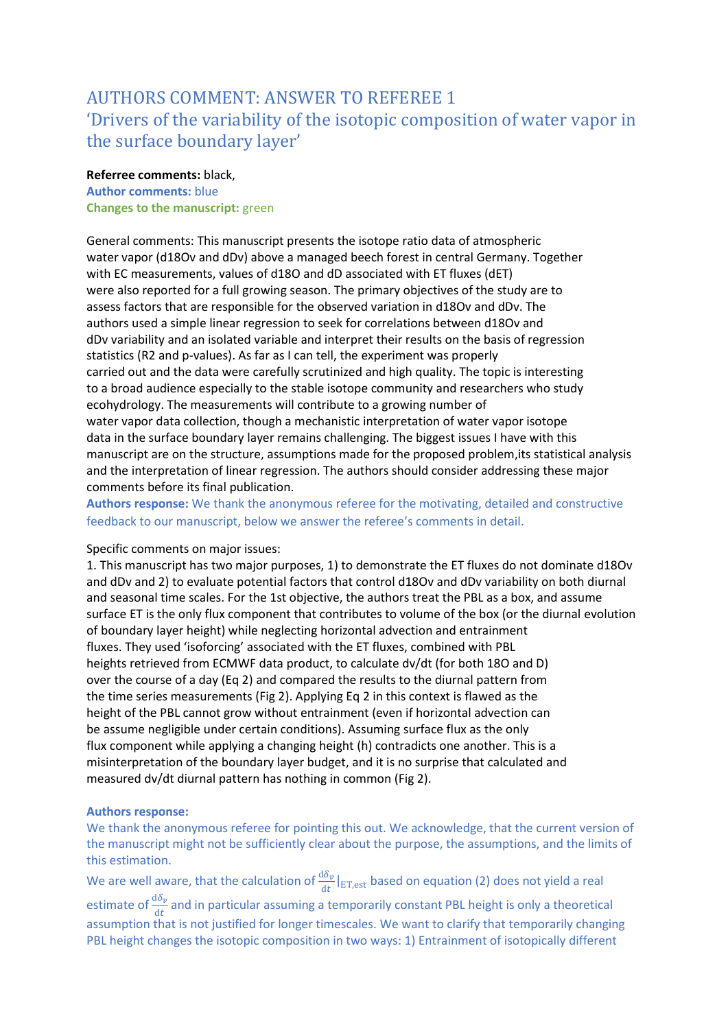# AUTHORS COMMENT: ANSWER TO REFEREE 1

## 'Drivers of the variability of the isotopic composition of water vapor in the surface boundary layer'

**Referee comments:** black,
**Author comments:** blue
**Changes to the manuscript:** green

General comments: This manuscript presents the isotope ratio data of atmospheric water vapor (d18Ov and dDv) above a managed beech forest in central Germany. Together with EC measurements, values of d18O and dD associated with ET fluxes (dET) were also reported for a full growing season. The primary objectives of the study are to assess factors that are responsible for the observed variation in d18Ov and dDv. The authors used a simple linear regression to seek for correlations between d18Ov and dDv variability and an isolated variable and interpret their results on the basis of regression statistics (R2 and p-values). As far as I can tell, the experiment was properly carried out and the data were carefully scrutinized and high quality. The topic is interesting to a broad audience especially to the stable isotope community and researchers who study ecohydrology. The measurements will contribute to a growing number of water vapor data collection, though a mechanistic interpretation of water vapor isotope data in the surface boundary layer remains challenging. The biggest issues I have with this manuscript are on the structure, assumptions made for the proposed problem,its statistical analysis and the interpretation of linear regression. The authors should consider addressing these major comments before its final publication.

**Authors response:** We thank the anonymous referee for the motivating, detailed and constructive feedback to our manuscript, below we answer the referee's comments in detail.

Specific comments on major issues:

1. This manuscript has two major purposes, 1) to demonstrate the ET fluxes do not dominate d18Ov and dDv and 2) to evaluate potential factors that control d18Ov and dDv variability on both diurnal and seasonal time scales. For the 1st objective, the authors treat the PBL as a box, and assume surface ET is the only flux component that contributes to volume of the box (or the diurnal evolution of boundary layer height) while neglecting horizontal advection and entrainment fluxes. They used 'isoforcing' associated with the ET fluxes, combined with PBL heights retrieved from ECMWF data product, to calculate dv/dt (for both 18O and D) over the course of a day (Eq 2) and compared the results to the diurnal pattern from the time series measurements (Fig 2). Applying Eq 2 in this context is flawed as the height of the PBL cannot grow without entrainment (even if horizontal advection can be assume negligible under certain conditions). Assuming surface flux as the only flux component while applying a changing height (h) contradicts one another. This is a misinterpretation of the boundary layer budget, and it is no surprise that calculated and measured dv/dt diurnal pattern has nothing in common (Fig 2).

**Authors response:**

We thank the anonymous referee for pointing this out. We acknowledge, that the current version of the manuscript might not be sufficiently clear about the purpose, the assumptions, and the limits of this estimation.

We are well aware, that the calculation of $\frac{\mathrm{d}\delta_v}{\mathrm{d}t}|_{\mathrm{ET,est}}$ based on equation (2) does not yield a real estimate of $\frac{\mathrm{d}\delta_v}{\mathrm{d}t}$ and in particular assuming a temporarily constant PBL height is only a theoretical assumption that is not justified for longer timescales. We want to clarify that temporarily changing PBL height changes the isotopic composition in two ways: 1) Entrainment of isotopically different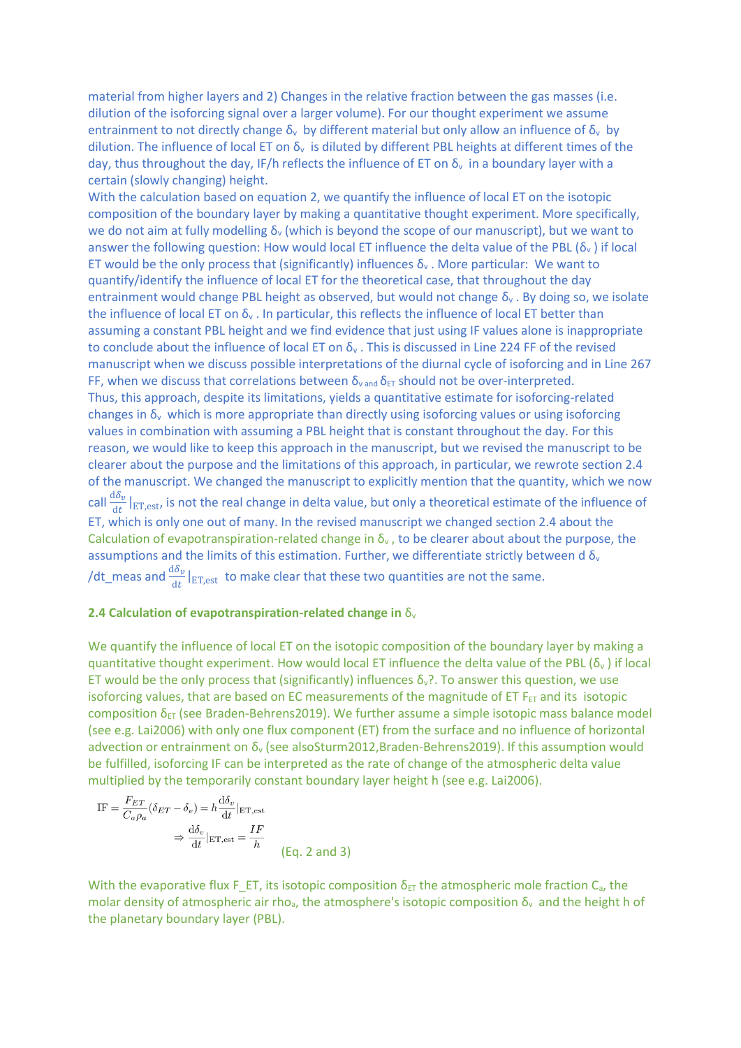material from higher layers and 2) Changes in the relative fraction between the gas masses (i.e. dilution of the isoforcing signal over a larger volume). For our thought experiment we assume entrainment to not directly change $\delta_v$ by different material but only allow an influence of $\delta_v$ by dilution. The influence of local ET on $\delta_v$ is diluted by different PBL heights at different times of the day, thus throughout the day, IF/h reflects the influence of ET on $\delta_v$ in a boundary layer with a certain (slowly changing) height.

With the calculation based on equation 2, we quantify the influence of local ET on the isotopic composition of the boundary layer by making a quantitative thought experiment. More specifically, we do not aim at fully modelling $\delta_v$ (which is beyond the scope of our manuscript), but we want to answer the following question: How would local ET influence the delta value of the PBL ($\delta_v$ ) if local ET would be the only process that (significantly) influences $\delta_v$ . More particular: We want to quantify/identify the influence of local ET for the theoretical case, that throughout the day entrainment would change PBL height as observed, but would not change $\delta_v$ . By doing so, we isolate the influence of local ET on $\delta_v$ . In particular, this reflects the influence of local ET better than assuming a constant PBL height and we find evidence that just using IF values alone is inappropriate to conclude about the influence of local ET on $\delta_v$ . This is discussed in Line 224 FF of the revised manuscript when we discuss possible interpretations of the diurnal cycle of isoforcing and in Line 267 FF, when we discuss that correlations between $\delta_{v}$ and $\delta_{ET}$ should not be over-interpreted.

Thus, this approach, despite its limitations, yields a quantitative estimate for isoforcing-related changes in $\delta_v$ which is more appropriate than directly using isoforcing values or using isoforcing values in combination with assuming a PBL height that is constant throughout the day. For this reason, we would like to keep this approach in the manuscript, but we revised the manuscript to be clearer about the purpose and the limitations of this approach, in particular, we rewrote section 2.4 of the manuscript. We changed the manuscript to explicitly mention that the quantity, which we now call $\frac{d\delta_v}{dt}|_{\mathrm{ET,est}}$, is not the real change in delta value, but only a theoretical estimate of the influence of ET, which is only one out of many. In the revised manuscript we changed section 2.4 about the Calculation of evapotranspiration-related change in $\delta_v$ , to be clearer about about the purpose, the assumptions and the limits of this estimation. Further, we differentiate strictly between d $\delta_v$ /dt_meas and $\frac{d\delta_v}{dt}|_{\mathrm{ET,est}}$ to make clear that these two quantities are not the same.

**2.4 Calculation of evapotranspiration-related change in $\delta_v$**

We quantify the influence of local ET on the isotopic composition of the boundary layer by making a quantitative thought experiment. How would local ET influence the delta value of the PBL ($\delta_v$ ) if local ET would be the only process that (significantly) influences $\delta_v$?. To answer this question, we use isoforcing values, that are based on EC measurements of the magnitude of ET $F_{ET}$ and its isotopic composition $\delta_{ET}$ (see Braden-Behrens2019). We further assume a simple isotopic mass balance model (see e.g. Lai2006) with only one flux component (ET) from the surface and no influence of horizontal advection or entrainment on $\delta_v$ (see alsoSturm2012,Braden-Behrens2019). If this assumption would be fulfilled, isoforcing IF can be interpreted as the rate of change of the atmospheric delta value multiplied by the temporarily constant boundary layer height h (see e.g. Lai2006).

$$\mathrm{IF} = \frac{F_{ET}}{C_a \rho_a}(\delta_{ET} - \delta_v) = h\frac{\mathrm{d}\delta_v}{\mathrm{d}t}|_{\mathrm{ET,est}}$$

$$\Rightarrow \frac{\mathrm{d}\delta_v}{\mathrm{d}t}|_{\mathrm{ET,est}} = \frac{IF}{h} \qquad \text{(Eq. 2 and 3)}$$

With the evaporative flux F_ET, its isotopic composition $\delta_{ET}$ the atmospheric mole fraction $C_a$, the molar density of atmospheric air rho$_a$, the atmosphere's isotopic composition $\delta_v$ and the height h of the planetary boundary layer (PBL).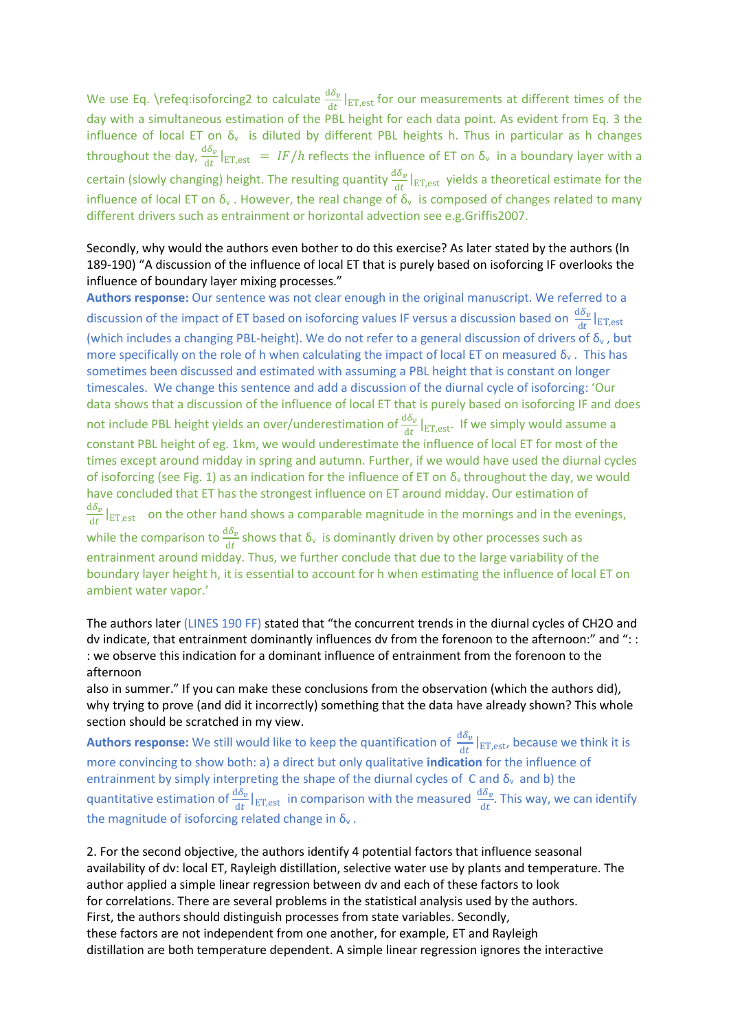We use Eq. \refeq:isoforcing2 to calculate $\frac{d\delta_v}{dt}|_{\mathrm{ET,est}}$ for our measurements at different times of the day with a simultaneous estimation of the PBL height for each data point. As evident from Eq. 3 the influence of local ET on $\delta_v$ is diluted by different PBL heights h. Thus in particular as h changes throughout the day, $\frac{d\delta_v}{dt}|_{\mathrm{ET,est}} = IF/h$ reflects the influence of ET on $\delta_v$ in a boundary layer with a certain (slowly changing) height. The resulting quantity $\frac{d\delta_v}{dt}|_{\mathrm{ET,est}}$ yields a theoretical estimate for the influence of local ET on $\delta_v$. However, the real change of $\delta_v$ is composed of changes related to many different drivers such as entrainment or horizontal advection see e.g.Griffis2007.

Secondly, why would the authors even bother to do this exercise? As later stated by the authors (ln 189-190) "A discussion of the influence of local ET that is purely based on isoforcing IF overlooks the influence of boundary layer mixing processes."

**Authors response:** Our sentence was not clear enough in the original manuscript. We referred to a discussion of the impact of ET based on isoforcing values IF versus a discussion based on $\frac{d\delta_v}{dt}|_{\mathrm{ET,est}}$ (which includes a changing PBL-height). We do not refer to a general discussion of drivers of $\delta_v$, but more specifically on the role of h when calculating the impact of local ET on measured $\delta_v$. This has sometimes been discussed and estimated with assuming a PBL height that is constant on longer timescales. We change this sentence and add a discussion of the diurnal cycle of isoforcing: 'Our data shows that a discussion of the influence of local ET that is purely based on isoforcing IF and does not include PBL height yields an over/underestimation of $\frac{d\delta_v}{dt}|_{\mathrm{ET,est}}$. If we simply would assume a constant PBL height of eg. 1km, we would underestimate the influence of local ET for most of the times except around midday in spring and autumn. Further, if we would have used the diurnal cycles of isoforcing (see Fig. 1) as an indication for the influence of ET on $\delta_v$ throughout the day, we would have concluded that ET has the strongest influence on ET around midday. Our estimation of $\frac{d\delta_v}{dt}|_{\mathrm{ET,est}}$ on the other hand shows a comparable magnitude in the mornings and in the evenings, while the comparison to $\frac{d\delta_v}{dt}$ shows that $\delta_v$ is dominantly driven by other processes such as entrainment around midday. Thus, we further conclude that due to the large variability of the boundary layer height h, it is essential to account for h when estimating the influence of local ET on ambient water vapor.'

The authors later (LINES 190 FF) stated that "the concurrent trends in the diurnal cycles of CH2O and dv indicate, that entrainment dominantly influences dv from the forenoon to the afternoon:" and ": : : we observe this indication for a dominant influence of entrainment from the forenoon to the afternoon
also in summer." If you can make these conclusions from the observation (which the authors did), why trying to prove (and did it incorrectly) something that the data have already shown? This whole section should be scratched in my view.

**Authors response:** We still would like to keep the quantification of $\frac{d\delta_v}{dt}|_{\mathrm{ET,est}}$, because we think it is more convincing to show both: a) a direct but only qualitative **indication** for the influence of entrainment by simply interpreting the shape of the diurnal cycles of C and $\delta_v$ and b) the quantitative estimation of $\frac{d\delta_v}{dt}|_{\mathrm{ET,est}}$ in comparison with the measured $\frac{d\delta_v}{dt}$. This way, we can identify the magnitude of isoforcing related change in $\delta_v$.

2. For the second objective, the authors identify 4 potential factors that influence seasonal availability of dv: local ET, Rayleigh distillation, selective water use by plants and temperature. The author applied a simple linear regression between dv and each of these factors to look for correlations. There are several problems in the statistical analysis used by the authors. First, the authors should distinguish processes from state variables. Secondly, these factors are not independent from one another, for example, ET and Rayleigh distillation are both temperature dependent. A simple linear regression ignores the interactive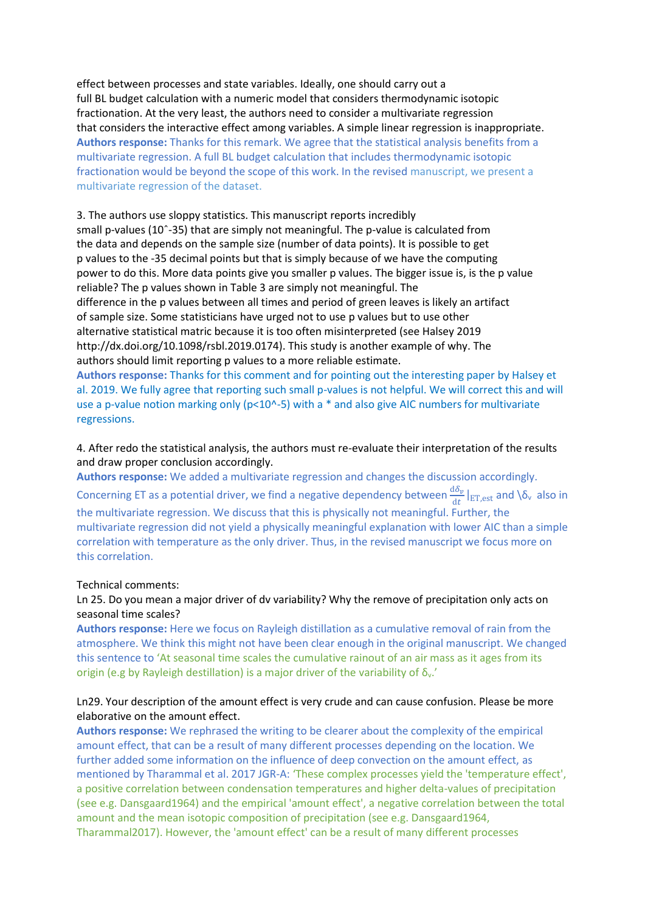effect between processes and state variables. Ideally, one should carry out a full BL budget calculation with a numeric model that considers thermodynamic isotopic fractionation. At the very least, the authors need to consider a multivariate regression that considers the interactive effect among variables. A simple linear regression is inappropriate.
**Authors response:** Thanks for this remark. We agree that the statistical analysis benefits from a multivariate regression. A full BL budget calculation that includes thermodynamic isotopic fractionation would be beyond the scope of this work. In the revised manuscript, we present a multivariate regression of the dataset.

3. The authors use sloppy statistics. This manuscript reports incredibly small p-values (10ˆ-35) that are simply not meaningful. The p-value is calculated from the data and depends on the sample size (number of data points). It is possible to get p values to the -35 decimal points but that is simply because of we have the computing power to do this. More data points give you smaller p values. The bigger issue is, is the p value reliable? The p values shown in Table 3 are simply not meaningful. The difference in the p values between all times and period of green leaves is likely an artifact of sample size. Some statisticians have urged not to use p values but to use other alternative statistical matric because it is too often misinterpreted (see Halsey 2019 http://dx.doi.org/10.1098/rsbl.2019.0174). This study is another example of why. The authors should limit reporting p values to a more reliable estimate.
**Authors response:** Thanks for this comment and for pointing out the interesting paper by Halsey et al. 2019. We fully agree that reporting such small p-values is not helpful. We will correct this and will use a p-value notion marking only (p<10^-5) with a * and also give AIC numbers for multivariate regressions.

4. After redo the statistical analysis, the authors must re-evaluate their interpretation of the results and draw proper conclusion accordingly.
**Authors response:** We added a multivariate regression and changes the discussion accordingly. Concerning ET as a potential driver, we find a negative dependency between $\frac{d\delta_v}{dt}|_{ET,est}$ and \$\delta_v$ also in the multivariate regression. We discuss that this is physically not meaningful. Further, the multivariate regression did not yield a physically meaningful explanation with lower AIC than a simple correlation with temperature as the only driver. Thus, in the revised manuscript we focus more on this correlation.

Technical comments:
Ln 25. Do you mean a major driver of dv variability? Why the remove of precipitation only acts on seasonal time scales?
**Authors response:** Here we focus on Rayleigh distillation as a cumulative removal of rain from the atmosphere. We think this might not have been clear enough in the original manuscript. We changed this sentence to 'At seasonal time scales the cumulative rainout of an air mass as it ages from its origin (e.g by Rayleigh destillation) is a major driver of the variability of $\delta_v$.'

Ln29. Your description of the amount effect is very crude and can cause confusion. Please be more elaborative on the amount effect.
**Authors response:** We rephrased the writing to be clearer about the complexity of the empirical amount effect, that can be a result of many different processes depending on the location. We further added some information on the influence of deep convection on the amount effect, as mentioned by Tharammal et al. 2017 JGR-A: 'These complex processes yield the 'temperature effect', a positive correlation between condensation temperatures and higher delta-values of precipitation (see e.g. Dansgaard1964) and the empirical 'amount effect', a negative correlation between the total amount and the mean isotopic composition of precipitation (see e.g. Dansgaard1964, Tharammal2017). However, the 'amount effect' can be a result of many different processes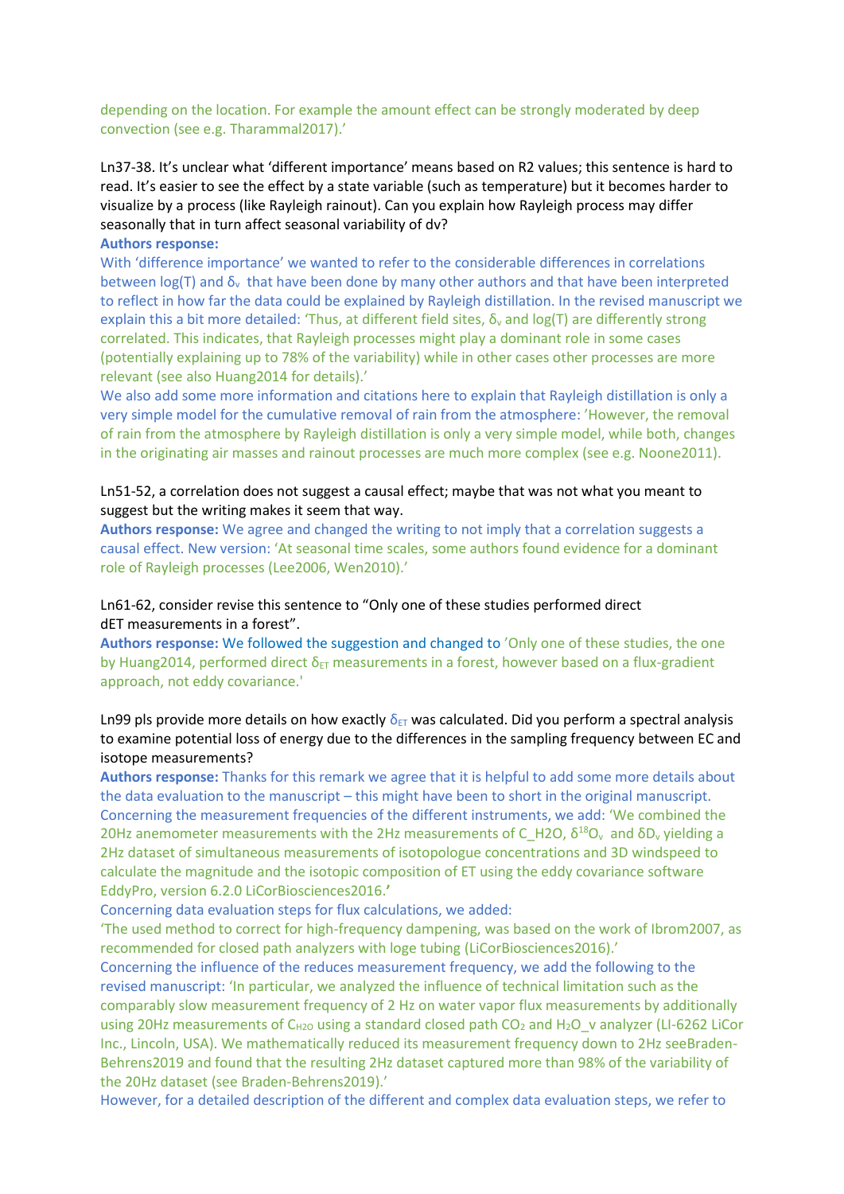depending on the location. For example the amount effect can be strongly moderated by deep convection (see e.g. Tharammal2017).'

Ln37-38. It's unclear what 'different importance' means based on R2 values; this sentence is hard to read. It's easier to see the effect by a state variable (such as temperature) but it becomes harder to visualize by a process (like Rayleigh rainout). Can you explain how Rayleigh process may differ seasonally that in turn affect seasonal variability of dv?

**Authors response:**

With 'difference importance' we wanted to refer to the considerable differences in correlations between log(T) and $\delta_v$ that have been done by many other authors and that have been interpreted to reflect in how far the data could be explained by Rayleigh distillation. In the revised manuscript we explain this a bit more detailed: 'Thus, at different field sites, $\delta_v$ and log(T) are differently strong correlated. This indicates, that Rayleigh processes might play a dominant role in some cases (potentially explaining up to 78% of the variability) while in other cases other processes are more relevant (see also Huang2014 for details).'

We also add some more information and citations here to explain that Rayleigh distillation is only a very simple model for the cumulative removal of rain from the atmosphere: 'However, the removal of rain from the atmosphere by Rayleigh distillation is only a very simple model, while both, changes in the originating air masses and rainout processes are much more complex (see e.g. Noone2011).

Ln51-52, a correlation does not suggest a causal effect; maybe that was not what you meant to suggest but the writing makes it seem that way.

**Authors response:** We agree and changed the writing to not imply that a correlation suggests a causal effect. New version: 'At seasonal time scales, some authors found evidence for a dominant role of Rayleigh processes (Lee2006, Wen2010).'

Ln61-62, consider revise this sentence to "Only one of these studies performed direct dET measurements in a forest".

**Authors response:** We followed the suggestion and changed to 'Only one of these studies, the one by Huang2014, performed direct $\delta_{ET}$ measurements in a forest, however based on a flux-gradient approach, not eddy covariance.'

Ln99 pls provide more details on how exactly $\delta_{ET}$ was calculated. Did you perform a spectral analysis to examine potential loss of energy due to the differences in the sampling frequency between EC and isotope measurements?

**Authors response:** Thanks for this remark we agree that it is helpful to add some more details about the data evaluation to the manuscript – this might have been to short in the original manuscript. Concerning the measurement frequencies of the different instruments, we add: 'We combined the 20Hz anemometer measurements with the 2Hz measurements of C_H2O, $\delta^{18}O_v$ and $\delta D_v$ yielding a 2Hz dataset of simultaneous measurements of isotopologue concentrations and 3D windspeed to calculate the magnitude and the isotopic composition of ET using the eddy covariance software EddyPro, version 6.2.0 LiCorBiosciences2016.'

Concerning data evaluation steps for flux calculations, we added:

'The used method to correct for high-frequency dampening, was based on the work of Ibrom2007, as recommended for closed path analyzers with loge tubing (LiCorBiosciences2016).'

Concerning the influence of the reduces measurement frequency, we add the following to the revised manuscript: 'In particular, we analyzed the influence of technical limitation such as the comparably slow measurement frequency of 2 Hz on water vapor flux measurements by additionally using 20Hz measurements of $C_{H2O}$ using a standard closed path $CO_2$ and $H_2O$_v analyzer (LI-6262 LiCor Inc., Lincoln, USA). We mathematically reduced its measurement frequency down to 2Hz seeBraden-Behrens2019 and found that the resulting 2Hz dataset captured more than 98% of the variability of the 20Hz dataset (see Braden-Behrens2019).'

However, for a detailed description of the different and complex data evaluation steps, we refer to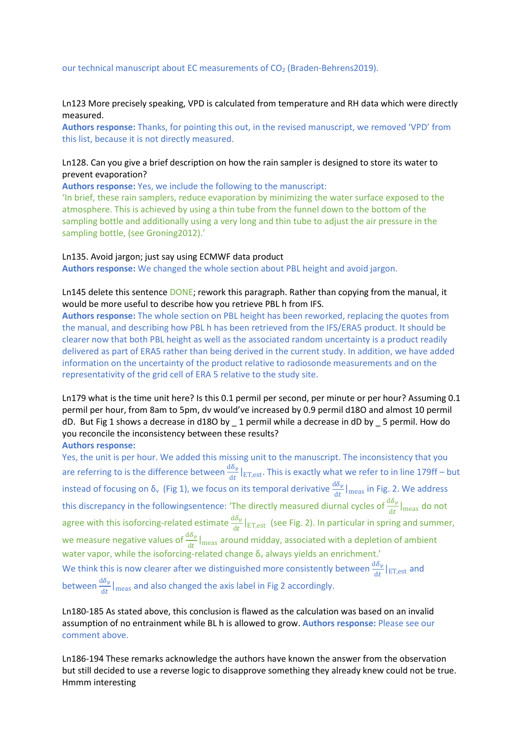our technical manuscript about EC measurements of $CO_2$ (Braden-Behrens2019).

Ln123 More precisely speaking, VPD is calculated from temperature and RH data which were directly measured.
**Authors response:** Thanks, for pointing this out, in the revised manuscript, we removed 'VPD' from this list, because it is not directly measured.

Ln128. Can you give a brief description on how the rain sampler is designed to store its water to prevent evaporation?
**Authors response:** Yes, we include the following to the manuscript:
'In brief, these rain samplers, reduce evaporation by minimizing the water surface exposed to the atmosphere. This is achieved by using a thin tube from the funnel down to the bottom of the sampling bottle and additionally using a very long and thin tube to adjust the air pressure in the sampling bottle, (see Groning2012).'

Ln135. Avoid jargon; just say using ECMWF data product
**Authors response:** We changed the whole section about PBL height and avoid jargon.

Ln145 delete this sentence DONE; rework this paragraph. Rather than copying from the manual, it would be more useful to describe how you retrieve PBL h from IFS.
**Authors response:** The whole section on PBL height has been reworked, replacing the quotes from the manual, and describing how PBL h has been retrieved from the IFS/ERA5 product. It should be clearer now that both PBL height as well as the associated random uncertainty is a product readily delivered as part of ERA5 rather than being derived in the current study. In addition, we have added information on the uncertainty of the product relative to radiosonde measurements and on the representativity of the grid cell of ERA 5 relative to the study site.

Ln179 what is the time unit here? Is this 0.1 permil per second, per minute or per hour? Assuming 0.1 permil per hour, from 8am to 5pm, dv would've increased by 0.9 permil d18O and almost 10 permil dD. But Fig 1 shows a decrease in d18O by _ 1 permil while a decrease in dD by _ 5 permil. How do you reconcile the inconsistency between these results?
**Authors response:**
Yes, the unit is per hour. We added this missing unit to the manuscript. The inconsistency that you are referring to is the difference between $\frac{d\delta_v}{dt}|_{\mathrm{ET,est}}$. This is exactly what we refer to in line 179ff – but instead of focusing on $\delta_v$ (Fig 1), we focus on its temporal derivative $\frac{d\delta_v}{dt}|_{\mathrm{meas}}$ in Fig. 2. We address this discrepancy in the followingsentence: 'The directly measured diurnal cycles of $\frac{d\delta_v}{dt}|_{\mathrm{meas}}$ do not agree with this isoforcing-related estimate $\frac{d\delta_v}{dt}|_{\mathrm{ET,est}}$ (see Fig. 2). In particular in spring and summer, we measure negative values of $\frac{d\delta_v}{dt}|_{\mathrm{meas}}$ around midday, associated with a depletion of ambient water vapor, while the isoforcing-related change $\delta_v$ always yields an enrichment.'
We think this is now clearer after we distinguished more consistently between $\frac{d\delta_v}{dt}|_{\mathrm{ET,est}}$ and between $\frac{d\delta_v}{dt}|_{\mathrm{meas}}$ and also changed the axis label in Fig 2 accordingly.

Ln180-185 As stated above, this conclusion is flawed as the calculation was based on an invalid assumption of no entrainment while BL h is allowed to grow. **Authors response:** Please see our comment above.

Ln186-194 These remarks acknowledge the authors have known the answer from the observation but still decided to use a reverse logic to disapprove something they already knew could not be true. Hmmm interesting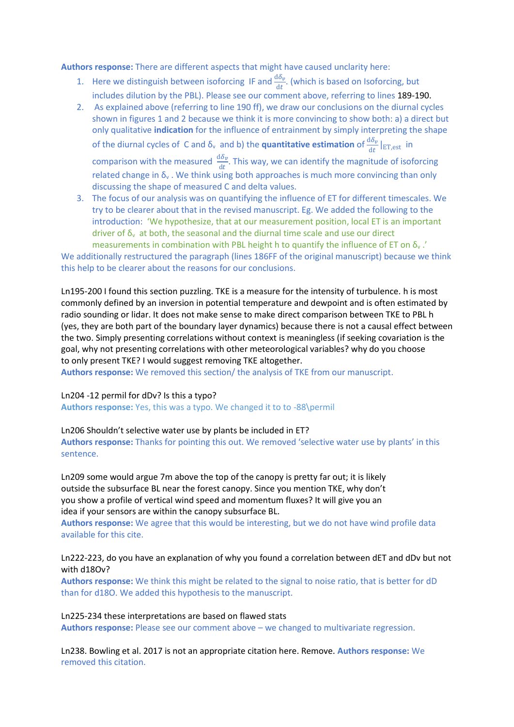**Authors response:** There are different aspects that might have caused unclarity here:

1. Here we distinguish between isoforcing IF and $\frac{d\delta_v}{dt}$. (which is based on Isoforcing, but includes dilution by the PBL). Please see our comment above, referring to lines 189-190.
2. As explained above (referring to line 190 ff), we draw our conclusions on the diurnal cycles shown in figures 1 and 2 because we think it is more convincing to show both: a) a direct but only qualitative **indication** for the influence of entrainment by simply interpreting the shape of the diurnal cycles of C and $\delta_v$ and b) the **quantitative estimation** of $\frac{d\delta_v}{dt}|_{ET,est}$ in comparison with the measured $\frac{d\delta_v}{dt}$. This way, we can identify the magnitude of isoforcing related change in $\delta_v$. We think using both approaches is much more convincing than only discussing the shape of measured C and delta values.
3. The focus of our analysis was on quantifying the influence of ET for different timescales. We try to be clearer about that in the revised manuscript. Eg. We added the following to the introduction: 'We hypothesize, that at our measurement position, local ET is an important driver of $\delta_v$ at both, the seasonal and the diurnal time scale and use our direct measurements in combination with PBL height h to quantify the influence of ET on $\delta_v$.'

We additionally restructured the paragraph (lines 186FF of the original manuscript) because we think this help to be clearer about the reasons for our conclusions.

Ln195-200 I found this section puzzling. TKE is a measure for the intensity of turbulence. h is most commonly defined by an inversion in potential temperature and dewpoint and is often estimated by radio sounding or lidar. It does not make sense to make direct comparison between TKE to PBL h (yes, they are both part of the boundary layer dynamics) because there is not a causal effect between the two. Simply presenting correlations without context is meaningless (if seeking covariation is the goal, why not presenting correlations with other meteorological variables? why do you choose to only present TKE? I would suggest removing TKE altogether.
**Authors response:** We removed this section/ the analysis of TKE from our manuscript.

Ln204 -12 permil for dDv? Is this a typo?
**Authors response:** Yes, this was a typo. We changed it to to -88\permil

Ln206 Shouldn't selective water use by plants be included in ET?
**Authors response:** Thanks for pointing this out. We removed 'selective water use by plants' in this sentence.

Ln209 some would argue 7m above the top of the canopy is pretty far out; it is likely outside the subsurface BL near the forest canopy. Since you mention TKE, why don't you show a profile of vertical wind speed and momentum fluxes? It will give you an idea if your sensors are within the canopy subsurface BL.
**Authors response:** We agree that this would be interesting, but we do not have wind profile data available for this cite.

Ln222-223, do you have an explanation of why you found a correlation between dET and dDv but not with d18Ov?
**Authors response:** We think this might be related to the signal to noise ratio, that is better for dD than for d18O. We added this hypothesis to the manuscript.

Ln225-234 these interpretations are based on flawed stats
**Authors response:** Please see our comment above – we changed to multivariate regression.

Ln238. Bowling et al. 2017 is not an appropriate citation here. Remove. **Authors response:** We removed this citation.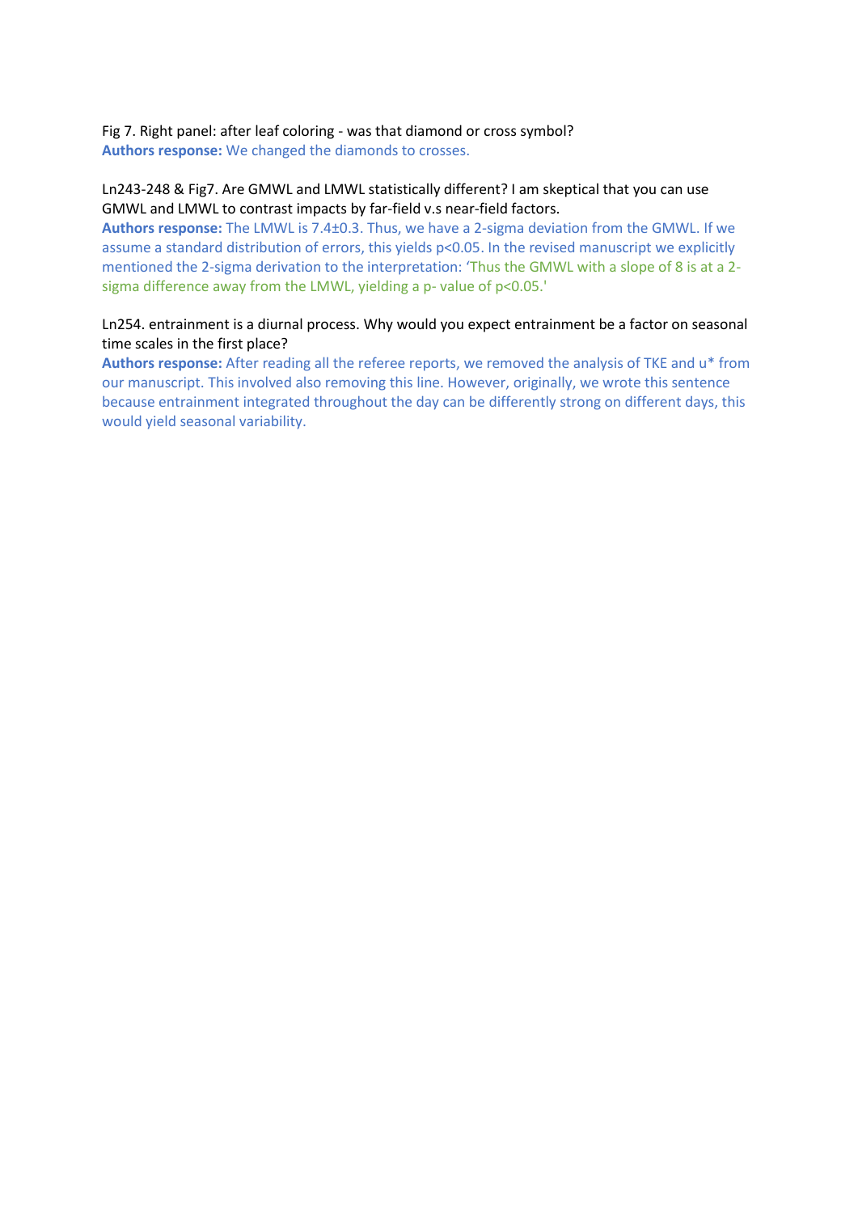Fig 7. Right panel: after leaf coloring - was that diamond or cross symbol?
**Authors response:** We changed the diamonds to crosses.

Ln243-248 & Fig7. Are GMWL and LMWL statistically different? I am skeptical that you can use GMWL and LMWL to contrast impacts by far-field v.s near-field factors.
**Authors response:** The LMWL is 7.4±0.3. Thus, we have a 2-sigma deviation from the GMWL. If we assume a standard distribution of errors, this yields $p<0.05$. In the revised manuscript we explicitly mentioned the 2-sigma derivation to the interpretation: 'Thus the GMWL with a slope of 8 is at a 2-sigma difference away from the LMWL, yielding a p- value of $p<0.05$.'

Ln254. entrainment is a diurnal process. Why would you expect entrainment be a factor on seasonal time scales in the first place?
**Authors response:** After reading all the referee reports, we removed the analysis of TKE and u* from our manuscript. This involved also removing this line. However, originally, we wrote this sentence because entrainment integrated throughout the day can be differently strong on different days, this would yield seasonal variability.